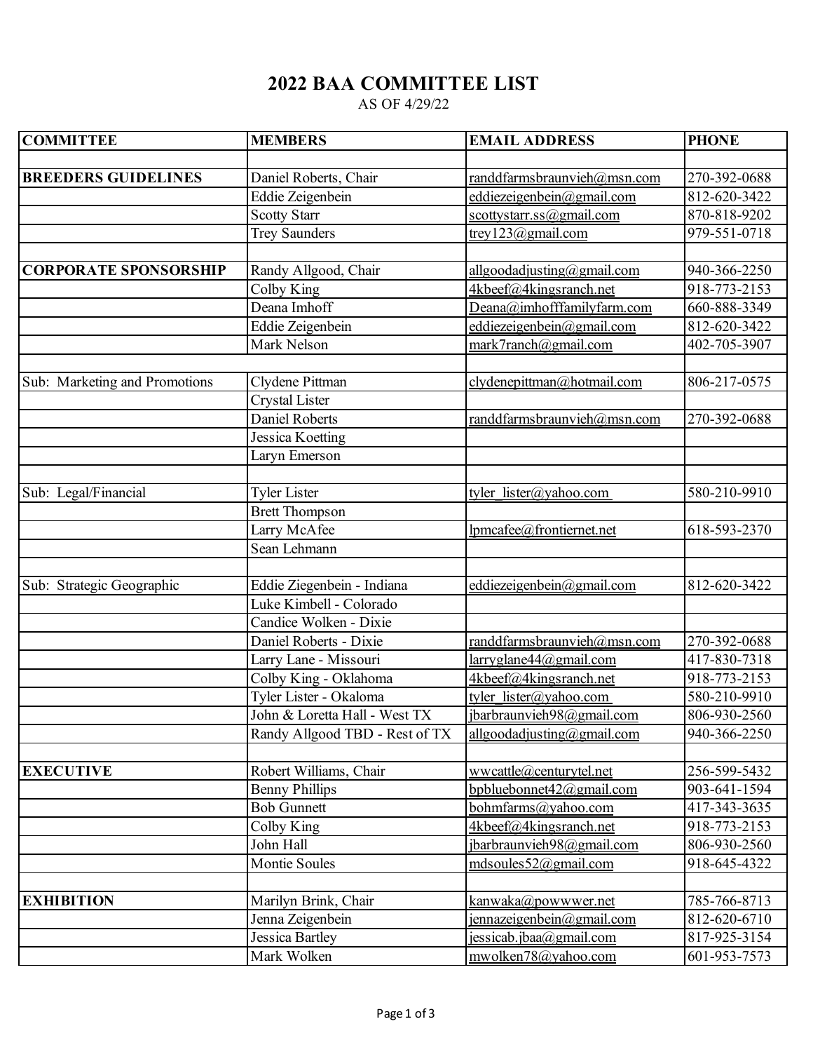# 2022 BAA COMMITTEE LIST

AS OF 4/29/22

| COMMITTEE | MEMBERS | EMAIL ADDRESS | PHONE |
|---|---|---|---|
| | | | |
| **BREEDERS GUIDELINES** | Daniel Roberts, Chair | randdfarmsbraunvieh@msn.com | 270-392-0688 |
| | Eddie Zeigenbein | eddiezeigenbein@gmail.com | 812-620-3422 |
| | Scotty Starr | scottystarr.ss@gmail.com | 870-818-9202 |
| | Trey Saunders | trey123@gmail.com | 979-551-0718 |
| | | | |
| **CORPORATE SPONSORSHIP** | Randy Allgood, Chair | allgoodadjusting@gmail.com | 940-366-2250 |
| | Colby King | 4kbeef@4kingsranch.net | 918-773-2153 |
| | Deana Imhoff | Deana@imhofffamilyfarm.com | 660-888-3349 |
| | Eddie Zeigenbein | eddiezeigenbein@gmail.com | 812-620-3422 |
| | Mark Nelson | mark7ranch@gmail.com | 402-705-3907 |
| | | | |
| Sub: Marketing and Promotions | Clydene Pittman | clydenepittman@hotmail.com | 806-217-0575 |
| | Crystal Lister | | |
| | Daniel Roberts | randdfarmsbraunvieh@msn.com | 270-392-0688 |
| | Jessica Koetting | | |
| | Laryn Emerson | | |
| | | | |
| Sub: Legal/Financial | Tyler Lister | tyler_lister@yahoo.com | 580-210-9910 |
| | Brett Thompson | | |
| | Larry McAfee | lpmcafee@frontiernet.net | 618-593-2370 |
| | Sean Lehmann | | |
| | | | |
| Sub: Strategic Geographic | Eddie Ziegenbein - Indiana | eddiezeigenbein@gmail.com | 812-620-3422 |
| | Luke Kimbell - Colorado | | |
| | Candice Wolken - Dixie | | |
| | Daniel Roberts - Dixie | randdfarmsbraunvieh@msn.com | 270-392-0688 |
| | Larry Lane - Missouri | larryglane44@gmail.com | 417-830-7318 |
| | Colby King - Oklahoma | 4kbeef@4kingsranch.net | 918-773-2153 |
| | Tyler Lister - Okaloma | tyler_lister@yahoo.com | 580-210-9910 |
| | John & Loretta Hall - West TX | jbarbraunvieh98@gmail.com | 806-930-2560 |
| | Randy Allgood TBD - Rest of TX | allgoodadjusting@gmail.com | 940-366-2250 |
| | | | |
| **EXECUTIVE** | Robert Williams, Chair | wwcattle@centurytel.net | 256-599-5432 |
| | Benny Phillips | bpbluebonnet42@gmail.com | 903-641-1594 |
| | Bob Gunnett | bohmfarms@yahoo.com | 417-343-3635 |
| | Colby King | 4kbeef@4kingsranch.net | 918-773-2153 |
| | John Hall | jbarbraunvieh98@gmail.com | 806-930-2560 |
| | Montie Soules | mdsoules52@gmail.com | 918-645-4322 |
| | | | |
| **EXHIBITION** | Marilyn Brink, Chair | kanwaka@powwwer.net | 785-766-8713 |
| | Jenna Zeigenbein | jennazeigenbein@gmail.com | 812-620-6710 |
| | Jessica Bartley | jessicab.jbaa@gmail.com | 817-925-3154 |
| | Mark Wolken | mwolken78@yahoo.com | 601-953-7573 |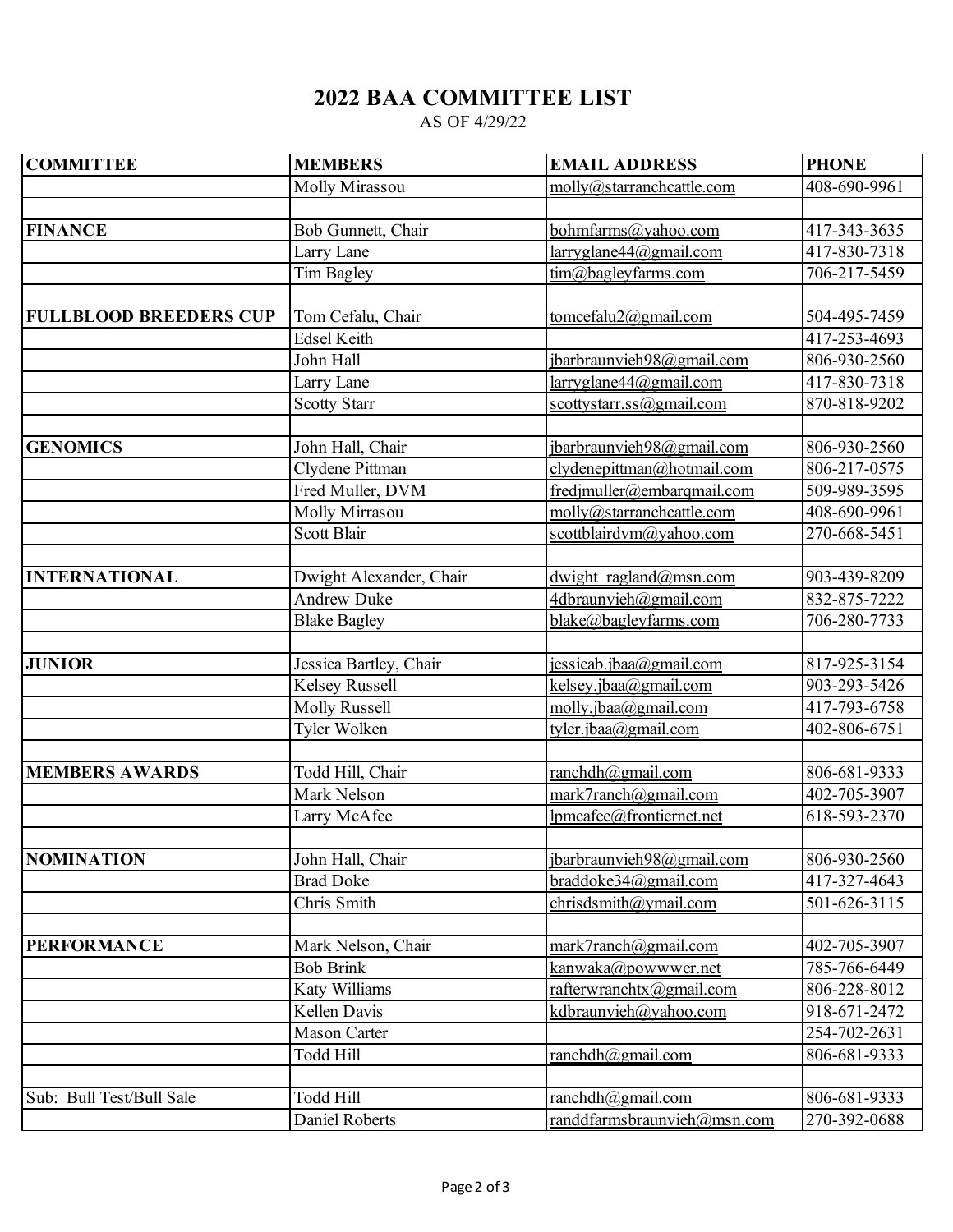# 2022 BAA COMMITTEE LIST

AS OF 4/29/22

| COMMITTEE | MEMBERS | EMAIL ADDRESS | PHONE |
| --- | --- | --- | --- |
| | Molly Mirassou | molly@starranchcattle.com | 408-690-9961 |
| | | | |
| **FINANCE** | Bob Gunnett, Chair | bohmfarms@yahoo.com | 417-343-3635 |
| | Larry Lane | larryglane44@gmail.com | 417-830-7318 |
| | Tim Bagley | tim@bagleyfarms.com | 706-217-5459 |
| | | | |
| **FULLBLOOD BREEDERS CUP** | Tom Cefalu, Chair | tomcefalu2@gmail.com | 504-495-7459 |
| | Edsel Keith | | 417-253-4693 |
| | John Hall | jbarbraunvieh98@gmail.com | 806-930-2560 |
| | Larry Lane | larryglane44@gmail.com | 417-830-7318 |
| | Scotty Starr | scottystarr.ss@gmail.com | 870-818-9202 |
| | | | |
| **GENOMICS** | John Hall, Chair | jbarbraunvieh98@gmail.com | 806-930-2560 |
| | Clydene Pittman | clydenepittman@hotmail.com | 806-217-0575 |
| | Fred Muller, DVM | fredjmuller@embarqmail.com | 509-989-3595 |
| | Molly Mirrasou | molly@starranchcattle.com | 408-690-9961 |
| | Scott Blair | scottblairdvm@yahoo.com | 270-668-5451 |
| | | | |
| **INTERNATIONAL** | Dwight Alexander, Chair | dwight_ragland@msn.com | 903-439-8209 |
| | Andrew Duke | 4dbraunvieh@gmail.com | 832-875-7222 |
| | Blake Bagley | blake@bagleyfarms.com | 706-280-7733 |
| | | | |
| **JUNIOR** | Jessica Bartley, Chair | jessicab.jbaa@gmail.com | 817-925-3154 |
| | Kelsey Russell | kelsey.jbaa@gmail.com | 903-293-5426 |
| | Molly Russell | molly.jbaa@gmail.com | 417-793-6758 |
| | Tyler Wolken | tyler.jbaa@gmail.com | 402-806-6751 |
| | | | |
| **MEMBERS AWARDS** | Todd Hill, Chair | ranchdh@gmail.com | 806-681-9333 |
| | Mark Nelson | mark7ranch@gmail.com | 402-705-3907 |
| | Larry McAfee | lpmcafee@frontiernet.net | 618-593-2370 |
| | | | |
| **NOMINATION** | John Hall, Chair | jbarbraunvieh98@gmail.com | 806-930-2560 |
| | Brad Doke | braddoke34@gmail.com | 417-327-4643 |
| | Chris Smith | chrisdsmith@ymail.com | 501-626-3115 |
| | | | |
| **PERFORMANCE** | Mark Nelson, Chair | mark7ranch@gmail.com | 402-705-3907 |
| | Bob Brink | kanwaka@powwwer.net | 785-766-6449 |
| | Katy Williams | rafterwranchtx@gmail.com | 806-228-8012 |
| | Kellen Davis | kdbraunvieh@yahoo.com | 918-671-2472 |
| | Mason Carter | | 254-702-2631 |
| | Todd Hill | ranchdh@gmail.com | 806-681-9333 |
| | | | |
| Sub: Bull Test/Bull Sale | Todd Hill | ranchdh@gmail.com | 806-681-9333 |
| | Daniel Roberts | randdfarmsbraunvieh@msn.com | 270-392-0688 |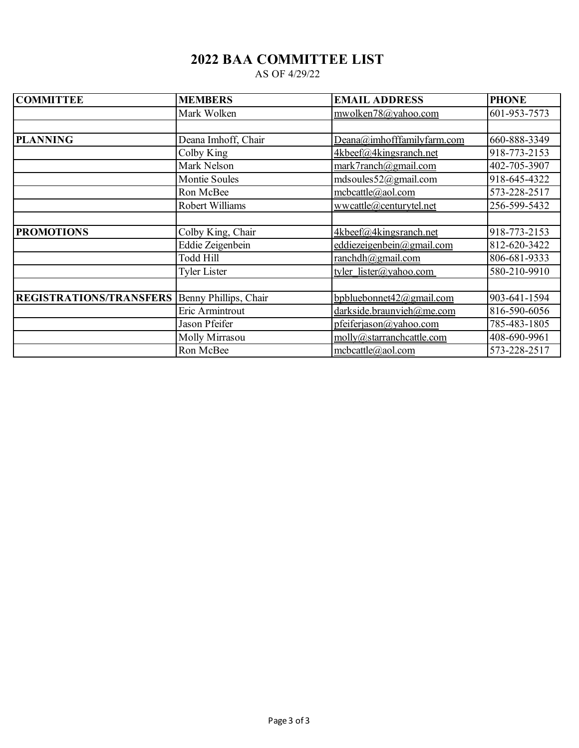# 2022 BAA COMMITTEE LIST

AS OF 4/29/22

| COMMITTEE | MEMBERS | EMAIL ADDRESS | PHONE |
|---|---|---|---|
| | Mark Wolken | mwolken78@yahoo.com | 601-953-7573 |
| | | | |
| **PLANNING** | Deana Imhoff, Chair | Deana@imhofffamilyfarm.com | 660-888-3349 |
| | Colby King | 4kbeef@4kingsranch.net | 918-773-2153 |
| | Mark Nelson | mark7ranch@gmail.com | 402-705-3907 |
| | Montie Soules | mdsoules52@gmail.com | 918-645-4322 |
| | Ron McBee | mcbcattle@aol.com | 573-228-2517 |
| | Robert Williams | wwcattle@centurytel.net | 256-599-5432 |
| | | | |
| **PROMOTIONS** | Colby King, Chair | 4kbeef@4kingsranch.net | 918-773-2153 |
| | Eddie Zeigenbein | eddiezeigenbein@gmail.com | 812-620-3422 |
| | Todd Hill | ranchdh@gmail.com | 806-681-9333 |
| | Tyler Lister | tyler_lister@yahoo.com | 580-210-9910 |
| | | | |
| **REGISTRATIONS/TRANSFERS** | Benny Phillips, Chair | bpbluebonnet42@gmail.com | 903-641-1594 |
| | Eric Armintrout | darkside.braunvieh@me.com | 816-590-6056 |
| | Jason Pfeifer | pfeiferjason@yahoo.com | 785-483-1805 |
| | Molly Mirrasou | molly@starranchcattle.com | 408-690-9961 |
| | Ron McBee | mcbcattle@aol.com | 573-228-2517 |